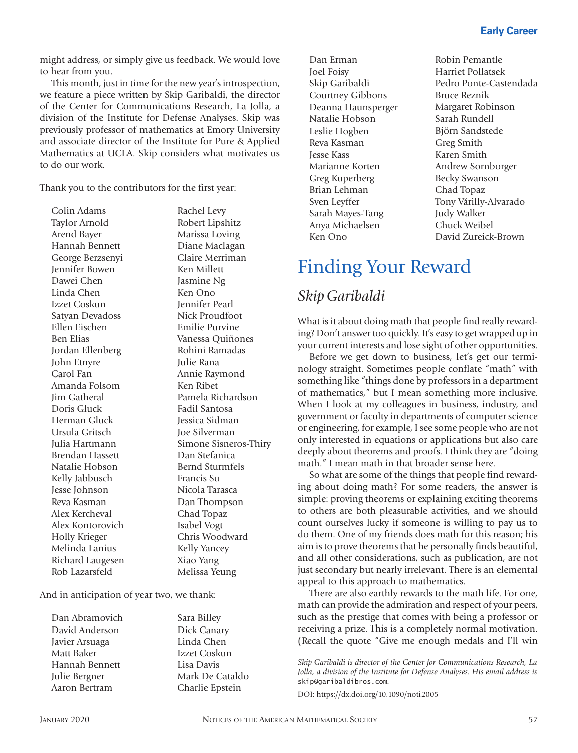might address, or simply give us feedback. We would love to hear from you.

This month, just in time for the new year's introspection, we feature a piece written by Skip Garibaldi, the director of the Center for Communications Research, La Jolla, a division of the Institute for Defense Analyses. Skip was previously professor of mathematics at Emory University and associate director of the Institute for Pure & Applied Mathematics at UCLA. Skip considers what motivates us to do our work.

Thank you to the contributors for the first year:

Colin Adams
Taylor Arnold
Arend Bayer
Hannah Bennett
George Berzsenyi
Jennifer Bowen
Dawei Chen
Linda Chen
Izzet Coskun
Satyan Devadoss
Ellen Eischen
Ben Elias
Jordan Ellenberg
John Etnyre
Carol Fan
Amanda Folsom
Jim Gatheral
Doris Gluck
Herman Gluck
Ursula Gritsch
Julia Hartmann
Brendan Hassett
Natalie Hobson
Kelly Jabbusch
Jesse Johnson
Reva Kasman
Alex Kercheval
Alex Kontorovich
Holly Krieger
Melinda Lanius
Richard Laugesen
Rob Lazarsfeld
Rachel Levy
Robert Lipshitz
Marissa Loving
Diane Maclagan
Claire Merriman
Ken Millett
Jasmine Ng
Ken Ono
Jennifer Pearl
Nick Proudfoot
Emilie Purvine
Vanessa Quiñones
Rohini Ramadas
Julie Rana
Annie Raymond
Ken Ribet
Pamela Richardson
Fadil Santosa
Jessica Sidman
Joe Silverman
Simone Sisneros-Thiry
Dan Stefanica
Bernd Sturmfels
Francis Su
Nicola Tarasca
Dan Thompson
Chad Topaz
Isabel Vogt
Chris Woodward
Kelly Yancey
Xiao Yang
Melissa Yeung

And in anticipation of year two, we thank:

Dan Abramovich
David Anderson
Javier Arsuaga
Matt Baker
Hannah Bennett
Julie Bergner
Aaron Bertram
Sara Billey
Dick Canary
Linda Chen
Izzet Coskun
Lisa Davis
Mark De Cataldo
Charlie Epstein
Dan Erman
Joel Foisy
Skip Garibaldi
Courtney Gibbons
Deanna Haunsperger
Natalie Hobson
Leslie Hogben
Reva Kasman
Jesse Kass
Marianne Korten
Greg Kuperberg
Brian Lehman
Sven Leyffer
Sarah Mayes-Tang
Anya Michaelsen
Ken Ono
Robin Pemantle
Harriet Pollatsek
Pedro Ponte-Castendada
Bruce Reznik
Margaret Robinson
Sarah Rundell
Björn Sandstede
Greg Smith
Karen Smith
Andrew Sornborger
Becky Swanson
Chad Topaz
Tony Várilly-Alvarado
Judy Walker
Chuck Weibel
David Zureick-Brown

# Finding Your Reward

## *Skip Garibaldi*

What is it about doing math that people find really rewarding? Don't answer too quickly. It's easy to get wrapped up in your current interests and lose sight of other opportunities.

Before we get down to business, let's get our terminology straight. Sometimes people conflate "math" with something like "things done by professors in a department of mathematics," but I mean something more inclusive. When I look at my colleagues in business, industry, and government or faculty in departments of computer science or engineering, for example, I see some people who are not only interested in equations or applications but also care deeply about theorems and proofs. I think they are "doing math." I mean math in that broader sense here.

So what are some of the things that people find rewarding about doing math? For some readers, the answer is simple: proving theorems or explaining exciting theorems to others are both pleasurable activities, and we should count ourselves lucky if someone is willing to pay us to do them. One of my friends does math for this reason; his aim is to prove theorems that he personally finds beautiful, and all other considerations, such as publication, are not just secondary but nearly irrelevant. There is an elemental appeal to this approach to mathematics.

There are also earthly rewards to the math life. For one, math can provide the admiration and respect of your peers, such as the prestige that comes with being a professor or receiving a prize. This is a completely normal motivation. (Recall the quote "Give me enough medals and I'll win

*Skip Garibaldi is director of the Center for Communications Research, La Jolla, a division of the Institute for Defense Analyses. His email address is* skip@garibaldibros.com.

DOI: https://dx.doi.org/10.1090/noti2005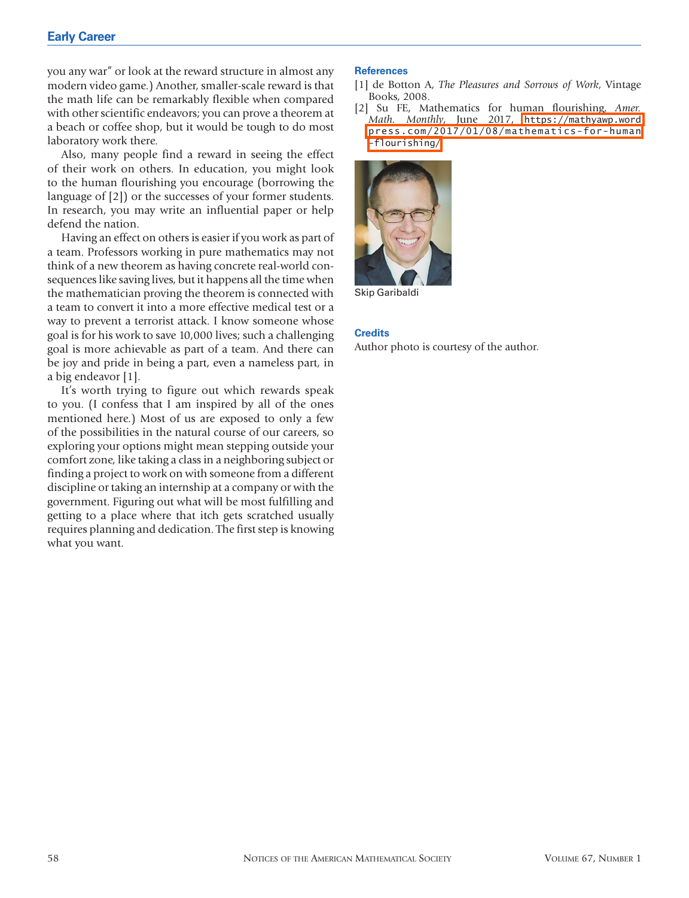you any war" or look at the reward structure in almost any modern video game.) Another, smaller-scale reward is that the math life can be remarkably flexible when compared with other scientific endeavors; you can prove a theorem at a beach or coffee shop, but it would be tough to do most laboratory work there.

Also, many people find a reward in seeing the effect of their work on others. In education, you might look to the human flourishing you encourage (borrowing the language of [2]) or the successes of your former students. In research, you may write an influential paper or help defend the nation.

Having an effect on others is easier if you work as part of a team. Professors working in pure mathematics may not think of a new theorem as having concrete real-world consequences like saving lives, but it happens all the time when the mathematician proving the theorem is connected with a team to convert it into a more effective medical test or a way to prevent a terrorist attack. I know someone whose goal is for his work to save 10,000 lives; such a challenging goal is more achievable as part of a team. And there can be joy and pride in being a part, even a nameless part, in a big endeavor [1].

It's worth trying to figure out which rewards speak to you. (I confess that I am inspired by all of the ones mentioned here.) Most of us are exposed to only a few of the possibilities in the natural course of our careers, so exploring your options might mean stepping outside your comfort zone, like taking a class in a neighboring subject or finding a project to work on with someone from a different discipline or taking an internship at a company or with the government. Figuring out what will be most fulfilling and getting to a place where that itch gets scratched usually requires planning and dedication. The first step is knowing what you want.

## References

[1] de Botton A, *The Pleasures and Sorrows of Work*, Vintage Books, 2008.

[2] Su FE, Mathematics for human flourishing, *Amer. Math. Monthly*, June 2017, https://mathyawp.wordpress.com/2017/01/08/mathematics-for-human-flourishing/

Skip Garibaldi

## Credits

Author photo is courtesy of the author.